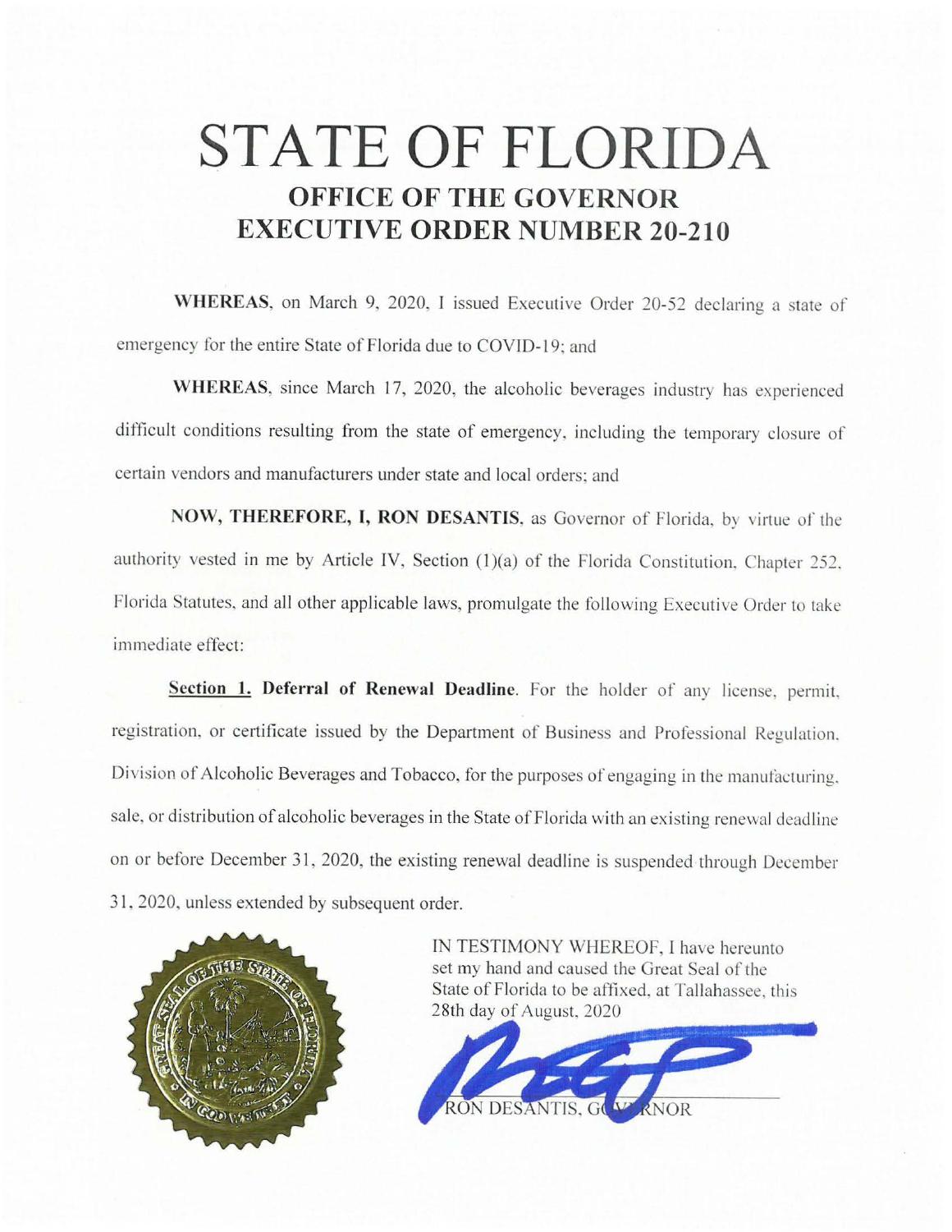# STATE OF FLORIDA

## OFFICE OF THE GOVERNOR
## EXECUTIVE ORDER NUMBER 20-210

**WHEREAS**, on March 9, 2020, I issued Executive Order 20-52 declaring a state of emergency for the entire State of Florida due to COVID-19; and

**WHEREAS**, since March 17, 2020, the alcoholic beverages industry has experienced difficult conditions resulting from the state of emergency, including the temporary closure of certain vendors and manufacturers under state and local orders; and

**NOW, THEREFORE, I, RON DESANTIS**, as Governor of Florida, by virtue of the authority vested in me by Article IV, Section (1)(a) of the Florida Constitution, Chapter 252, Florida Statutes, and all other applicable laws, promulgate the following Executive Order to take immediate effect:

**<u>Section 1.</u> Deferral of Renewal Deadline**. For the holder of any license, permit, registration, or certificate issued by the Department of Business and Professional Regulation, Division of Alcoholic Beverages and Tobacco, for the purposes of engaging in the manufacturing, sale, or distribution of alcoholic beverages in the State of Florida with an existing renewal deadline on or before December 31, 2020, the existing renewal deadline is suspended through December 31, 2020, unless extended by subsequent order.

IN TESTIMONY WHEREOF, I have hereunto set my hand and caused the Great Seal of the State of Florida to be affixed, at Tallahassee, this 28th day of August, 2020

RON DESANTIS, GOVERNOR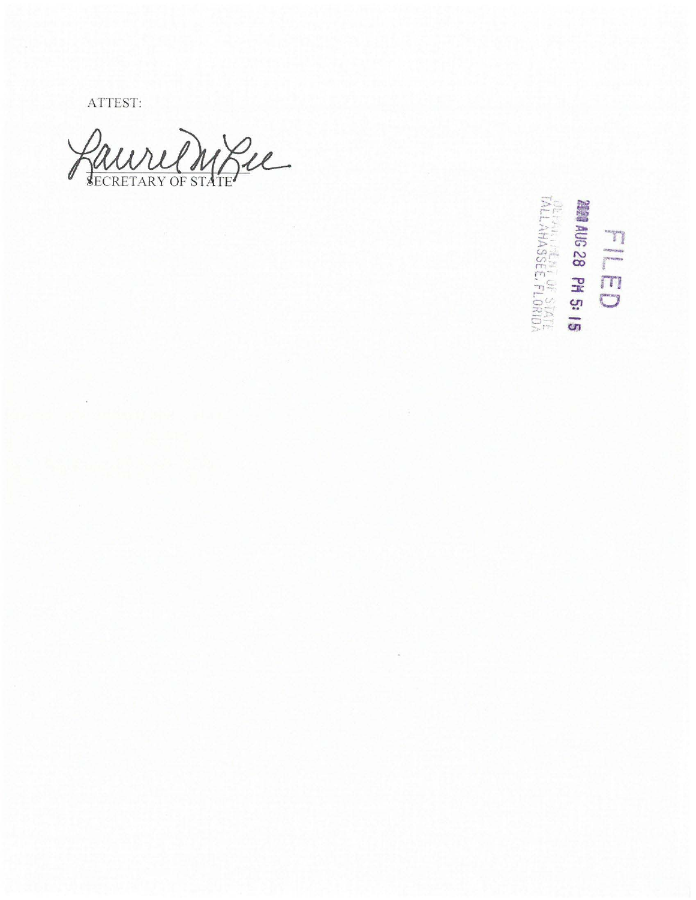ATTEST:

Laurel M. Lee

SECRETARY OF STATE

FILED

2020 AUG 28 PM 5:15

DEPARTMENT OF STATE
TALLAHASSEE, FLORIDA